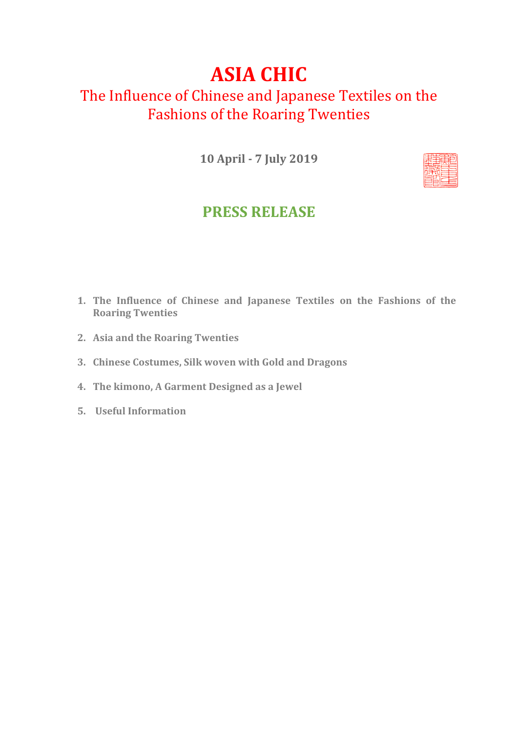# ASIA CHIC

## The Influence of Chinese and Japanese Textiles on the Fashions of the Roaring Twenties

**10 April - 7 July 2019**

## PRESS RELEASE

1. **The Influence of Chinese and Japanese Textiles on the Fashions of the Roaring Twenties**
2. **Asia and the Roaring Twenties**
3. **Chinese Costumes, Silk woven with Gold and Dragons**
4. **The kimono, A Garment Designed as a Jewel**
5. **Useful Information**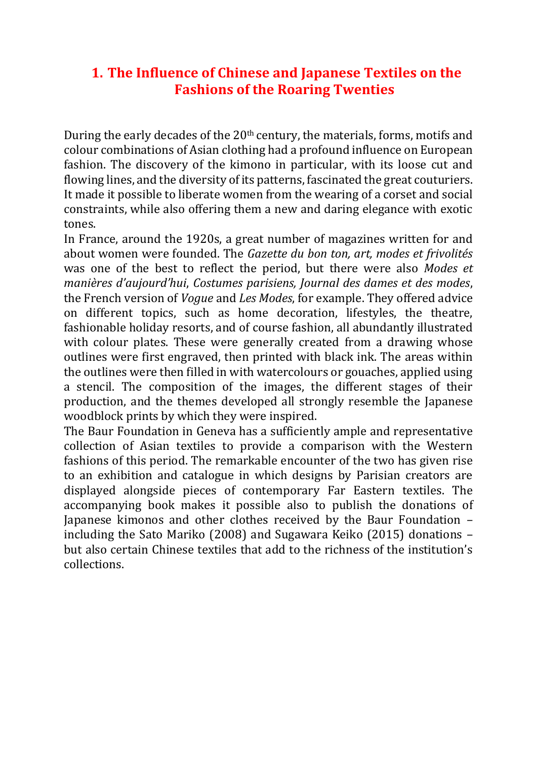# 1. The Influence of Chinese and Japanese Textiles on the Fashions of the Roaring Twenties

During the early decades of the 20th century, the materials, forms, motifs and colour combinations of Asian clothing had a profound influence on European fashion. The discovery of the kimono in particular, with its loose cut and flowing lines, and the diversity of its patterns, fascinated the great couturiers. It made it possible to liberate women from the wearing of a corset and social constraints, while also offering them a new and daring elegance with exotic tones.

In France, around the 1920s, a great number of magazines written for and about women were founded. The *Gazette du bon ton, art, modes et frivolités* was one of the best to reflect the period, but there were also *Modes et manières d'aujourd'hui*, *Costumes parisiens, Journal des dames et des modes*, the French version of *Vogue* and *Les Modes*, for example. They offered advice on different topics, such as home decoration, lifestyles, the theatre, fashionable holiday resorts, and of course fashion, all abundantly illustrated with colour plates. These were generally created from a drawing whose outlines were first engraved, then printed with black ink. The areas within the outlines were then filled in with watercolours or gouaches, applied using a stencil. The composition of the images, the different stages of their production, and the themes developed all strongly resemble the Japanese woodblock prints by which they were inspired.

The Baur Foundation in Geneva has a sufficiently ample and representative collection of Asian textiles to provide a comparison with the Western fashions of this period. The remarkable encounter of the two has given rise to an exhibition and catalogue in which designs by Parisian creators are displayed alongside pieces of contemporary Far Eastern textiles. The accompanying book makes it possible also to publish the donations of Japanese kimonos and other clothes received by the Baur Foundation – including the Sato Mariko (2008) and Sugawara Keiko (2015) donations – but also certain Chinese textiles that add to the richness of the institution's collections.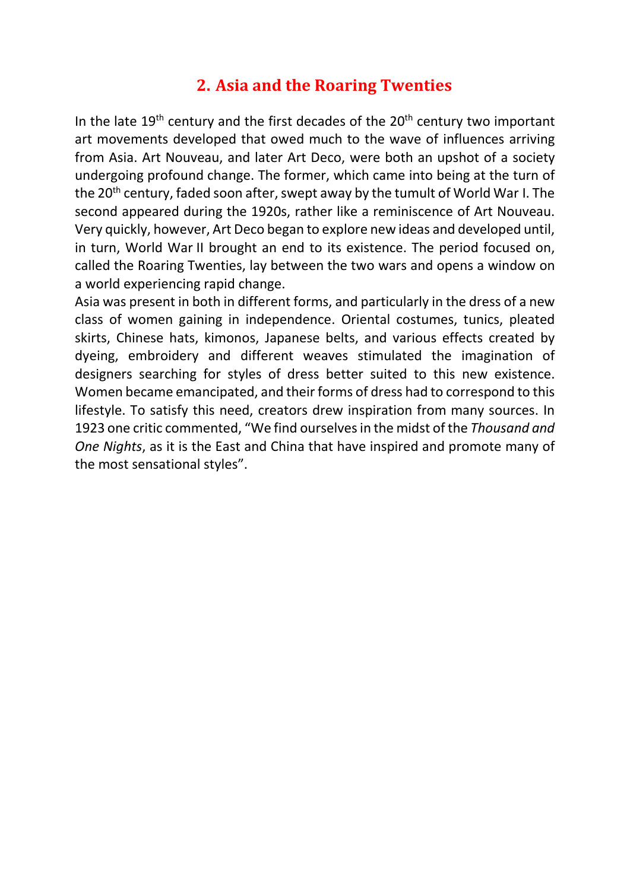## 2. Asia and the Roaring Twenties

In the late 19th century and the first decades of the 20th century two important art movements developed that owed much to the wave of influences arriving from Asia. Art Nouveau, and later Art Deco, were both an upshot of a society undergoing profound change. The former, which came into being at the turn of the 20th century, faded soon after, swept away by the tumult of World War I. The second appeared during the 1920s, rather like a reminiscence of Art Nouveau. Very quickly, however, Art Deco began to explore new ideas and developed until, in turn, World War II brought an end to its existence. The period focused on, called the Roaring Twenties, lay between the two wars and opens a window on a world experiencing rapid change.

Asia was present in both in different forms, and particularly in the dress of a new class of women gaining in independence. Oriental costumes, tunics, pleated skirts, Chinese hats, kimonos, Japanese belts, and various effects created by dyeing, embroidery and different weaves stimulated the imagination of designers searching for styles of dress better suited to this new existence. Women became emancipated, and their forms of dress had to correspond to this lifestyle. To satisfy this need, creators drew inspiration from many sources. In 1923 one critic commented, "We find ourselves in the midst of the *Thousand and One Nights*, as it is the East and China that have inspired and promote many of the most sensational styles".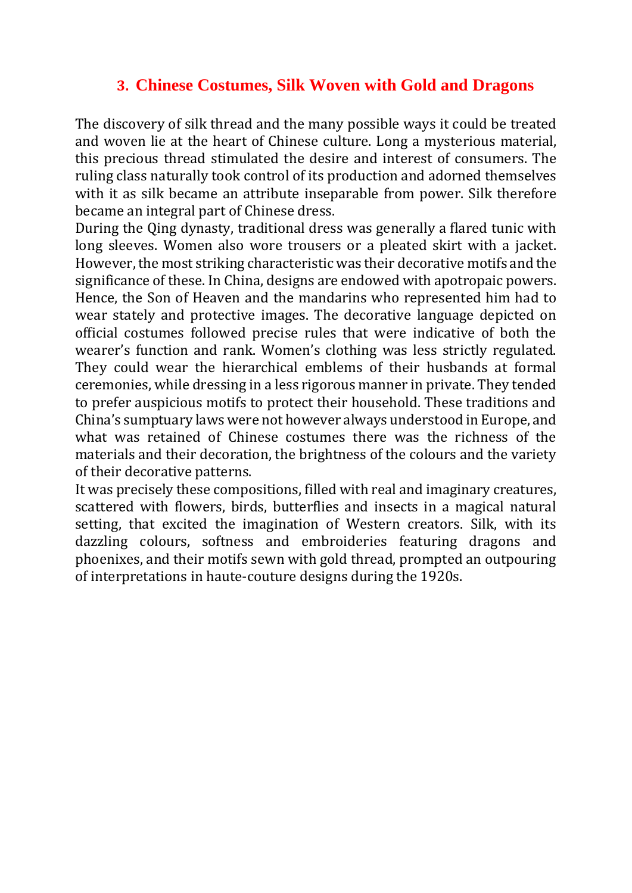## 3. Chinese Costumes, Silk Woven with Gold and Dragons

The discovery of silk thread and the many possible ways it could be treated and woven lie at the heart of Chinese culture. Long a mysterious material, this precious thread stimulated the desire and interest of consumers. The ruling class naturally took control of its production and adorned themselves with it as silk became an attribute inseparable from power. Silk therefore became an integral part of Chinese dress.

During the Qing dynasty, traditional dress was generally a flared tunic with long sleeves. Women also wore trousers or a pleated skirt with a jacket. However, the most striking characteristic was their decorative motifs and the significance of these. In China, designs are endowed with apotropaic powers. Hence, the Son of Heaven and the mandarins who represented him had to wear stately and protective images. The decorative language depicted on official costumes followed precise rules that were indicative of both the wearer's function and rank. Women's clothing was less strictly regulated. They could wear the hierarchical emblems of their husbands at formal ceremonies, while dressing in a less rigorous manner in private. They tended to prefer auspicious motifs to protect their household. These traditions and China's sumptuary laws were not however always understood in Europe, and what was retained of Chinese costumes there was the richness of the materials and their decoration, the brightness of the colours and the variety of their decorative patterns.

It was precisely these compositions, filled with real and imaginary creatures, scattered with flowers, birds, butterflies and insects in a magical natural setting, that excited the imagination of Western creators. Silk, with its dazzling colours, softness and embroideries featuring dragons and phoenixes, and their motifs sewn with gold thread, prompted an outpouring of interpretations in haute-couture designs during the 1920s.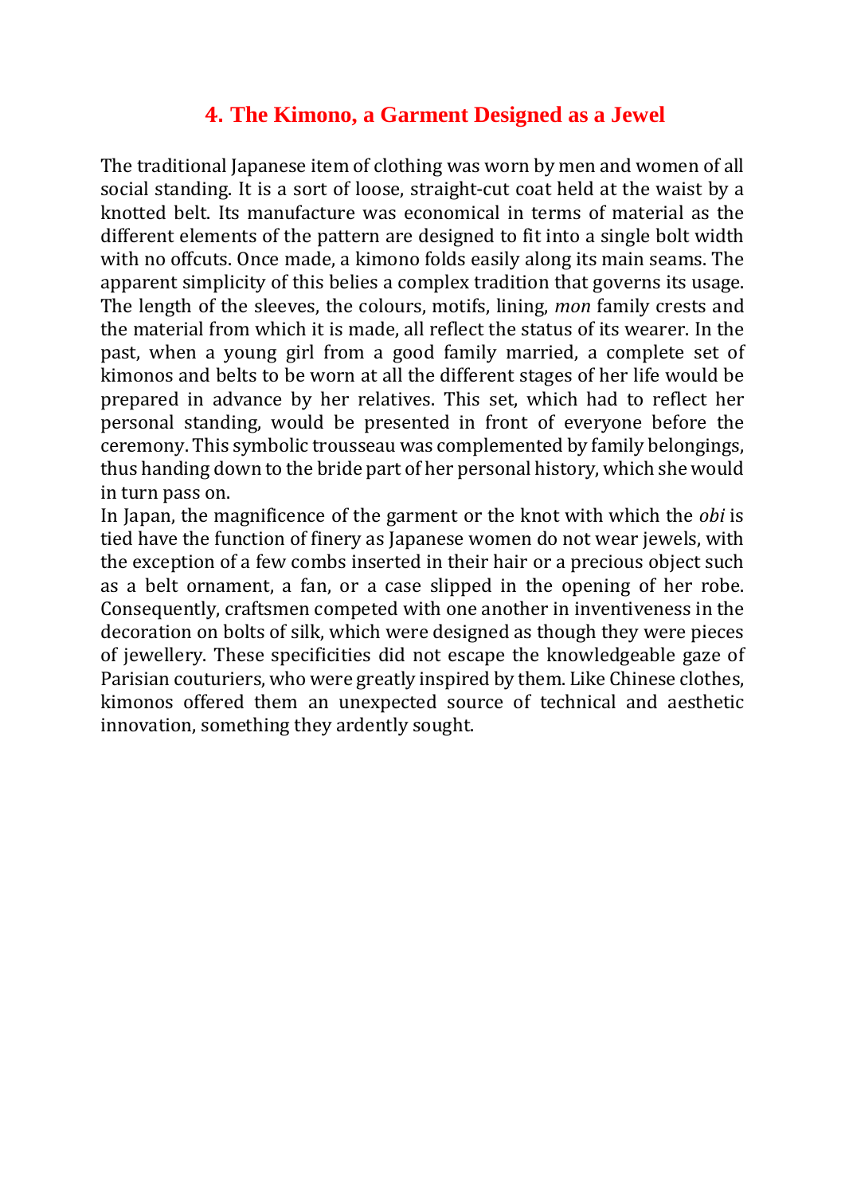## 4. The Kimono, a Garment Designed as a Jewel

The traditional Japanese item of clothing was worn by men and women of all social standing. It is a sort of loose, straight-cut coat held at the waist by a knotted belt. Its manufacture was economical in terms of material as the different elements of the pattern are designed to fit into a single bolt width with no offcuts. Once made, a kimono folds easily along its main seams. The apparent simplicity of this belies a complex tradition that governs its usage. The length of the sleeves, the colours, motifs, lining, *mon* family crests and the material from which it is made, all reflect the status of its wearer. In the past, when a young girl from a good family married, a complete set of kimonos and belts to be worn at all the different stages of her life would be prepared in advance by her relatives. This set, which had to reflect her personal standing, would be presented in front of everyone before the ceremony. This symbolic trousseau was complemented by family belongings, thus handing down to the bride part of her personal history, which she would in turn pass on.

In Japan, the magnificence of the garment or the knot with which the *obi* is tied have the function of finery as Japanese women do not wear jewels, with the exception of a few combs inserted in their hair or a precious object such as a belt ornament, a fan, or a case slipped in the opening of her robe. Consequently, craftsmen competed with one another in inventiveness in the decoration on bolts of silk, which were designed as though they were pieces of jewellery. These specificities did not escape the knowledgeable gaze of Parisian couturiers, who were greatly inspired by them. Like Chinese clothes, kimonos offered them an unexpected source of technical and aesthetic innovation, something they ardently sought.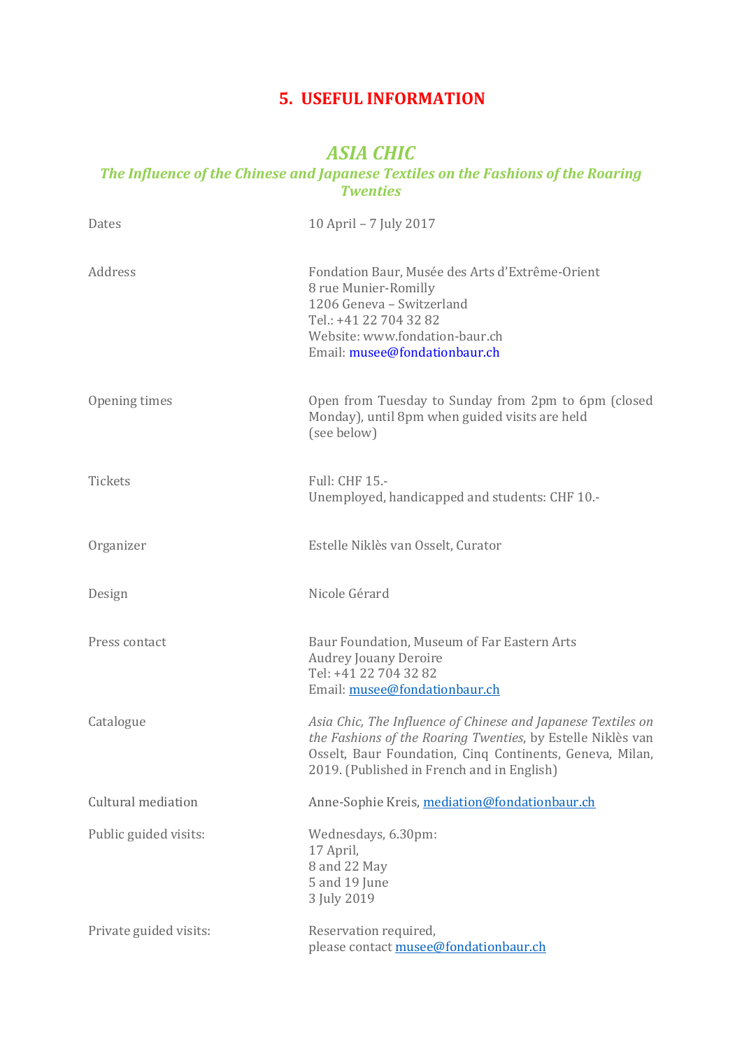## 5. USEFUL INFORMATION

### *ASIA CHIC*

#### *The Influence of the Chinese and Japanese Textiles on the Fashions of the Roaring Twenties*

| | |
|---|---|
| Dates | 10 April – 7 July 2017 |
| Address | Fondation Baur, Musée des Arts d'Extrême-Orient<br>8 rue Munier-Romilly<br>1206 Geneva – Switzerland<br>Tel.: +41 22 704 32 82<br>Website: www.fondation-baur.ch<br>Email: musee@fondationbaur.ch |
| Opening times | Open from Tuesday to Sunday from 2pm to 6pm (closed Monday), until 8pm when guided visits are held (see below) |
| Tickets | Full: CHF 15.-<br>Unemployed, handicapped and students: CHF 10.- |
| Organizer | Estelle Niklès van Osselt, Curator |
| Design | Nicole Gérard |
| Press contact | Baur Foundation, Museum of Far Eastern Arts<br>Audrey Jouany Deroire<br>Tel: +41 22 704 32 82<br>Email: musee@fondationbaur.ch |
| Catalogue | *Asia Chic, The Influence of Chinese and Japanese Textiles on the Fashions of the Roaring Twenties*, by Estelle Niklès van Osselt, Baur Foundation, Cinq Continents, Geneva, Milan, 2019. (Published in French and in English) |
| Cultural mediation | Anne-Sophie Kreis, mediation@fondationbaur.ch |
| Public guided visits: | Wednesdays, 6.30pm:<br>17 April,<br>8 and 22 May<br>5 and 19 June<br>3 July 2019 |
| Private guided visits: | Reservation required,<br>please contact musee@fondationbaur.ch |